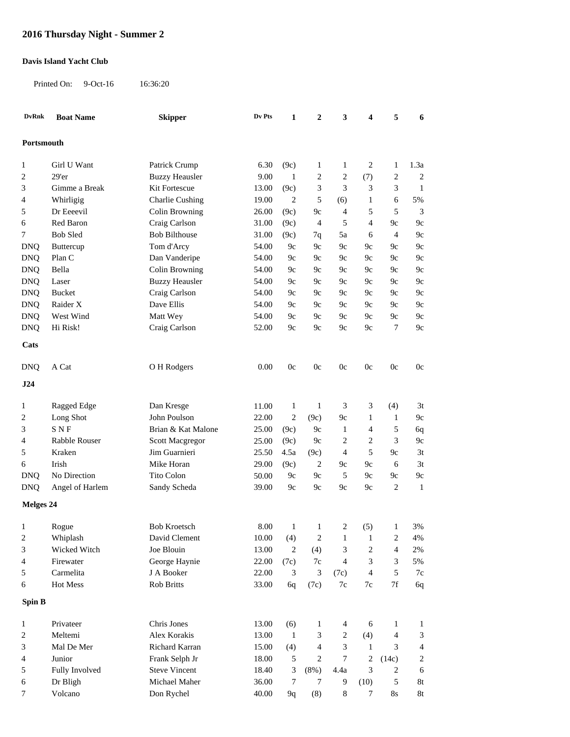## 2016 Thursday Night - Summer 2

**Davis Island Yacht Club**

Printed On: 9-Oct-16 16:36:20

| DvRnk | Boat Name | Skipper | Dv Pts | 1 | 2 | 3 | 4 | 5 | 6 |
|---|---|---|---|---|---|---|---|---|---|
| **Portsmouth** | | | | | | | | | |
| 1 | Girl U Want | Patrick Crump | 6.30 | (9c) | 1 | 1 | 2 | 1 | 1.3a |
| 2 | 29'er | Buzzy Heausler | 9.00 | 1 | 2 | 2 | (7) | 2 | 2 |
| 3 | Gimme a Break | Kit Fortescue | 13.00 | (9c) | 3 | 3 | 3 | 3 | 1 |
| 4 | Whirligig | Charlie Cushing | 19.00 | 2 | 5 | (6) | 1 | 6 | 5% |
| 5 | Dr Eeeevil | Colin Browning | 26.00 | (9c) | 9c | 4 | 5 | 5 | 3 |
| 6 | Red Baron | Craig Carlson | 31.00 | (9c) | 4 | 5 | 4 | 9c | 9c |
| 7 | Bob Sled | Bob Bilthouse | 31.00 | (9c) | 7q | 5a | 6 | 4 | 9c |
| DNQ | Buttercup | Tom d'Arcy | 54.00 | 9c | 9c | 9c | 9c | 9c | 9c |
| DNQ | Plan C | Dan Vanderipe | 54.00 | 9c | 9c | 9c | 9c | 9c | 9c |
| DNQ | Bella | Colin Browning | 54.00 | 9c | 9c | 9c | 9c | 9c | 9c |
| DNQ | Laser | Buzzy Heausler | 54.00 | 9c | 9c | 9c | 9c | 9c | 9c |
| DNQ | Bucket | Craig Carlson | 54.00 | 9c | 9c | 9c | 9c | 9c | 9c |
| DNQ | Raider X | Dave Ellis | 54.00 | 9c | 9c | 9c | 9c | 9c | 9c |
| DNQ | West Wind | Matt Wey | 54.00 | 9c | 9c | 9c | 9c | 9c | 9c |
| DNQ | Hi Risk! | Craig Carlson | 52.00 | 9c | 9c | 9c | 9c | 7 | 9c |
| **Cats** | | | | | | | | | |
| DNQ | A Cat | O H Rodgers | 0.00 | 0c | 0c | 0c | 0c | 0c | 0c |
| **J24** | | | | | | | | | |
| 1 | Ragged Edge | Dan Kresge | 11.00 | 1 | 1 | 3 | 3 | (4) | 3t |
| 2 | Long Shot | John Poulson | 22.00 | 2 | (9c) | 9c | 1 | 1 | 9c |
| 3 | S N F | Brian & Kat Malone | 25.00 | (9c) | 9c | 1 | 4 | 5 | 6q |
| 4 | Rabble Rouser | Scott Macgregor | 25.00 | (9c) | 9c | 2 | 2 | 3 | 9c |
| 5 | Kraken | Jim Guarnieri | 25.50 | 4.5a | (9c) | 4 | 5 | 9c | 3t |
| 6 | Irish | Mike Horan | 29.00 | (9c) | 2 | 9c | 9c | 6 | 3t |
| DNQ | No Direction | Tito Colon | 50.00 | 9c | 9c | 5 | 9c | 9c | 9c |
| DNQ | Angel of Harlem | Sandy Scheda | 39.00 | 9c | 9c | 9c | 9c | 2 | 1 |
| **Melges 24** | | | | | | | | | |
| 1 | Rogue | Bob Kroetsch | 8.00 | 1 | 1 | 2 | (5) | 1 | 3% |
| 2 | Whiplash | David Clement | 10.00 | (4) | 2 | 1 | 1 | 2 | 4% |
| 3 | Wicked Witch | Joe Blouin | 13.00 | 2 | (4) | 3 | 2 | 4 | 2% |
| 4 | Firewater | George Haynie | 22.00 | (7c) | 7c | 4 | 3 | 3 | 5% |
| 5 | Carmelita | J A Booker | 22.00 | 3 | 3 | (7c) | 4 | 5 | 7c |
| 6 | Hot Mess | Rob Britts | 33.00 | 6q | (7c) | 7c | 7c | 7f | 6q |
| **Spin B** | | | | | | | | | |
| 1 | Privateer | Chris Jones | 13.00 | (6) | 1 | 4 | 6 | 1 | 1 |
| 2 | Meltemi | Alex Korakis | 13.00 | 1 | 3 | 2 | (4) | 4 | 3 |
| 3 | Mal De Mer | Richard Karran | 15.00 | (4) | 4 | 3 | 1 | 3 | 4 |
| 4 | Junior | Frank Selph Jr | 18.00 | 5 | 2 | 7 | 2 | (14c) | 2 |
| 5 | Fully Involved | Steve Vincent | 18.40 | 3 | (8%) | 4.4a | 3 | 2 | 6 |
| 6 | Dr Bligh | Michael Maher | 36.00 | 7 | 7 | 9 | (10) | 5 | 8t |
| 7 | Volcano | Don Rychel | 40.00 | 9q | (8) | 8 | 7 | 8s | 8t |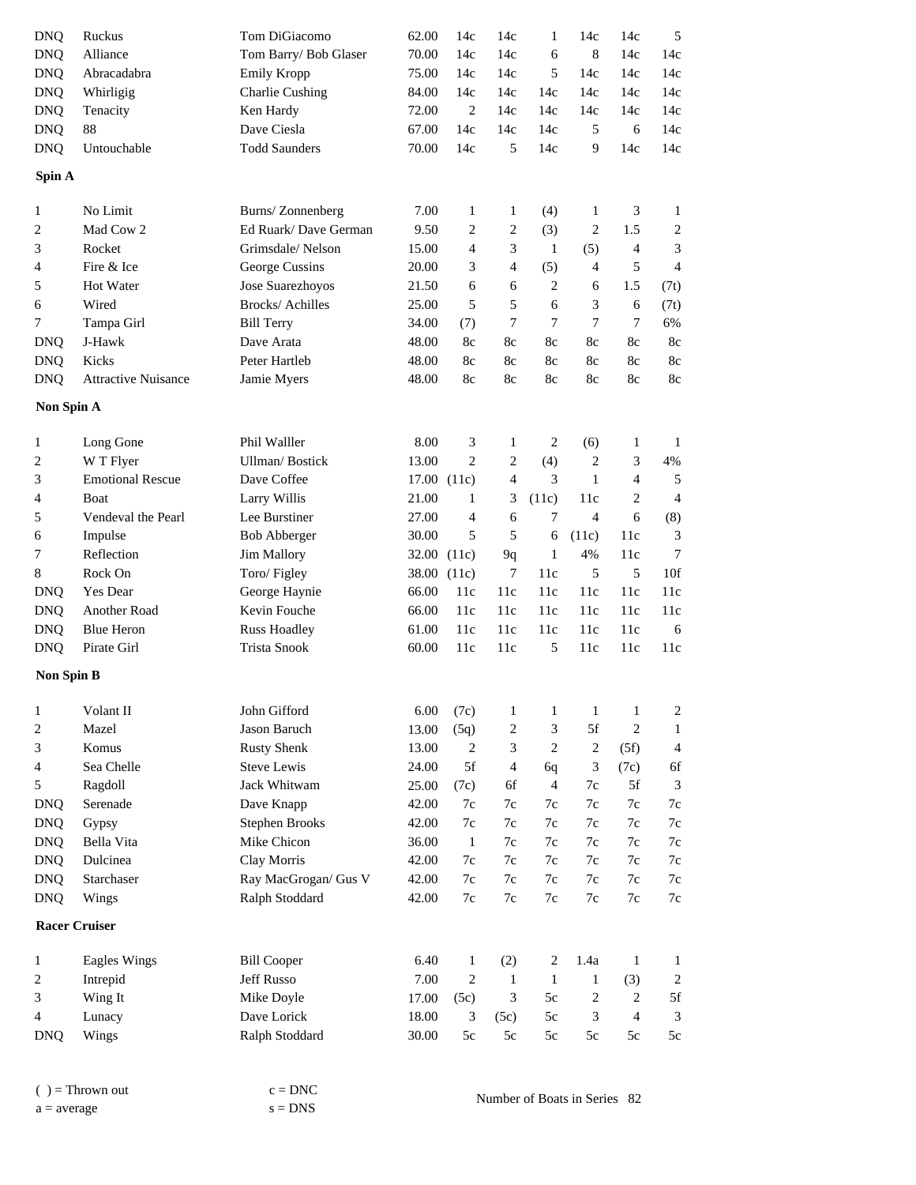| | | | | | | | | | |
|---|---|---|---|---|---|---|---|---|---|
| DNQ | Ruckus | Tom DiGiacomo | 62.00 | 14c | 14c | 1 | 14c | 14c | 5 |
| DNQ | Alliance | Tom Barry/ Bob Glaser | 70.00 | 14c | 14c | 6 | 8 | 14c | 14c |
| DNQ | Abracadabra | Emily Kropp | 75.00 | 14c | 14c | 5 | 14c | 14c | 14c |
| DNQ | Whirligig | Charlie Cushing | 84.00 | 14c | 14c | 14c | 14c | 14c | 14c |
| DNQ | Tenacity | Ken Hardy | 72.00 | 2 | 14c | 14c | 14c | 14c | 14c |
| DNQ | 88 | Dave Ciesla | 67.00 | 14c | 14c | 14c | 5 | 6 | 14c |
| DNQ | Untouchable | Todd Saunders | 70.00 | 14c | 5 | 14c | 9 | 14c | 14c |

**Spin A**

| | | | | | | | | | |
|---|---|---|---|---|---|---|---|---|---|
| 1 | No Limit | Burns/ Zonnenberg | 7.00 | 1 | 1 | (4) | 1 | 3 | 1 |
| 2 | Mad Cow 2 | Ed Ruark/ Dave German | 9.50 | 2 | 2 | (3) | 2 | 1.5 | 2 |
| 3 | Rocket | Grimsdale/ Nelson | 15.00 | 4 | 3 | 1 | (5) | 4 | 3 |
| 4 | Fire & Ice | George Cussins | 20.00 | 3 | 4 | (5) | 4 | 5 | 4 |
| 5 | Hot Water | Jose Suarezhoyos | 21.50 | 6 | 6 | 2 | 6 | 1.5 | (7t) |
| 6 | Wired | Brocks/ Achilles | 25.00 | 5 | 5 | 6 | 3 | 6 | (7t) |
| 7 | Tampa Girl | Bill Terry | 34.00 | (7) | 7 | 7 | 7 | 7 | 6% |
| DNQ | J-Hawk | Dave Arata | 48.00 | 8c | 8c | 8c | 8c | 8c | 8c |
| DNQ | Kicks | Peter Hartleb | 48.00 | 8c | 8c | 8c | 8c | 8c | 8c |
| DNQ | Attractive Nuisance | Jamie Myers | 48.00 | 8c | 8c | 8c | 8c | 8c | 8c |

**Non Spin A**

| | | | | | | | | | |
|---|---|---|---|---|---|---|---|---|---|
| 1 | Long Gone | Phil Walller | 8.00 | 3 | 1 | 2 | (6) | 1 | 1 |
| 2 | W T Flyer | Ullman/ Bostick | 13.00 | 2 | 2 | (4) | 2 | 3 | 4% |
| 3 | Emotional Rescue | Dave Coffee | 17.00 | (11c) | 4 | 3 | 1 | 4 | 5 |
| 4 | Boat | Larry Willis | 21.00 | 1 | 3 | (11c) | 11c | 2 | 4 |
| 5 | Vendeval the Pearl | Lee Burstiner | 27.00 | 4 | 6 | 7 | 4 | 6 | (8) |
| 6 | Impulse | Bob Abberger | 30.00 | 5 | 5 | 6 | (11c) | 11c | 3 |
| 7 | Reflection | Jim Mallory | 32.00 | (11c) | 9q | 1 | 4% | 11c | 7 |
| 8 | Rock On | Toro/ Figley | 38.00 | (11c) | 7 | 11c | 5 | 5 | 10f |
| DNQ | Yes Dear | George Haynie | 66.00 | 11c | 11c | 11c | 11c | 11c | 11c |
| DNQ | Another Road | Kevin Fouche | 66.00 | 11c | 11c | 11c | 11c | 11c | 11c |
| DNQ | Blue Heron | Russ Hoadley | 61.00 | 11c | 11c | 11c | 11c | 11c | 6 |
| DNQ | Pirate Girl | Trista Snook | 60.00 | 11c | 11c | 5 | 11c | 11c | 11c |

**Non Spin B**

| | | | | | | | | | |
|---|---|---|---|---|---|---|---|---|---|
| 1 | Volant II | John Gifford | 6.00 | (7c) | 1 | 1 | 1 | 1 | 2 |
| 2 | Mazel | Jason Baruch | 13.00 | (5q) | 2 | 3 | 5f | 2 | 1 |
| 3 | Komus | Rusty Shenk | 13.00 | 2 | 3 | 2 | 2 | (5f) | 4 |
| 4 | Sea Chelle | Steve Lewis | 24.00 | 5f | 4 | 6q | 3 | (7c) | 6f |
| 5 | Ragdoll | Jack Whitwam | 25.00 | (7c) | 6f | 4 | 7c | 5f | 3 |
| DNQ | Serenade | Dave Knapp | 42.00 | 7c | 7c | 7c | 7c | 7c | 7c |
| DNQ | Gypsy | Stephen Brooks | 42.00 | 7c | 7c | 7c | 7c | 7c | 7c |
| DNQ | Bella Vita | Mike Chicon | 36.00 | 1 | 7c | 7c | 7c | 7c | 7c |
| DNQ | Dulcinea | Clay Morris | 42.00 | 7c | 7c | 7c | 7c | 7c | 7c |
| DNQ | Starchaser | Ray MacGrogan/ Gus V | 42.00 | 7c | 7c | 7c | 7c | 7c | 7c |
| DNQ | Wings | Ralph Stoddard | 42.00 | 7c | 7c | 7c | 7c | 7c | 7c |

**Racer Cruiser**

| | | | | | | | | | |
|---|---|---|---|---|---|---|---|---|---|
| 1 | Eagles Wings | Bill Cooper | 6.40 | 1 | (2) | 2 | 1.4a | 1 | 1 |
| 2 | Intrepid | Jeff Russo | 7.00 | 2 | 1 | 1 | 1 | (3) | 2 |
| 3 | Wing It | Mike Doyle | 17.00 | (5c) | 3 | 5c | 2 | 2 | 5f |
| 4 | Lunacy | Dave Lorick | 18.00 | 3 | (5c) | 5c | 3 | 4 | 3 |
| DNQ | Wings | Ralph Stoddard | 30.00 | 5c | 5c | 5c | 5c | 5c | 5c |

( ) = Thrown out
a = average

c = DNC
s = DNS

Number of Boats in Series 82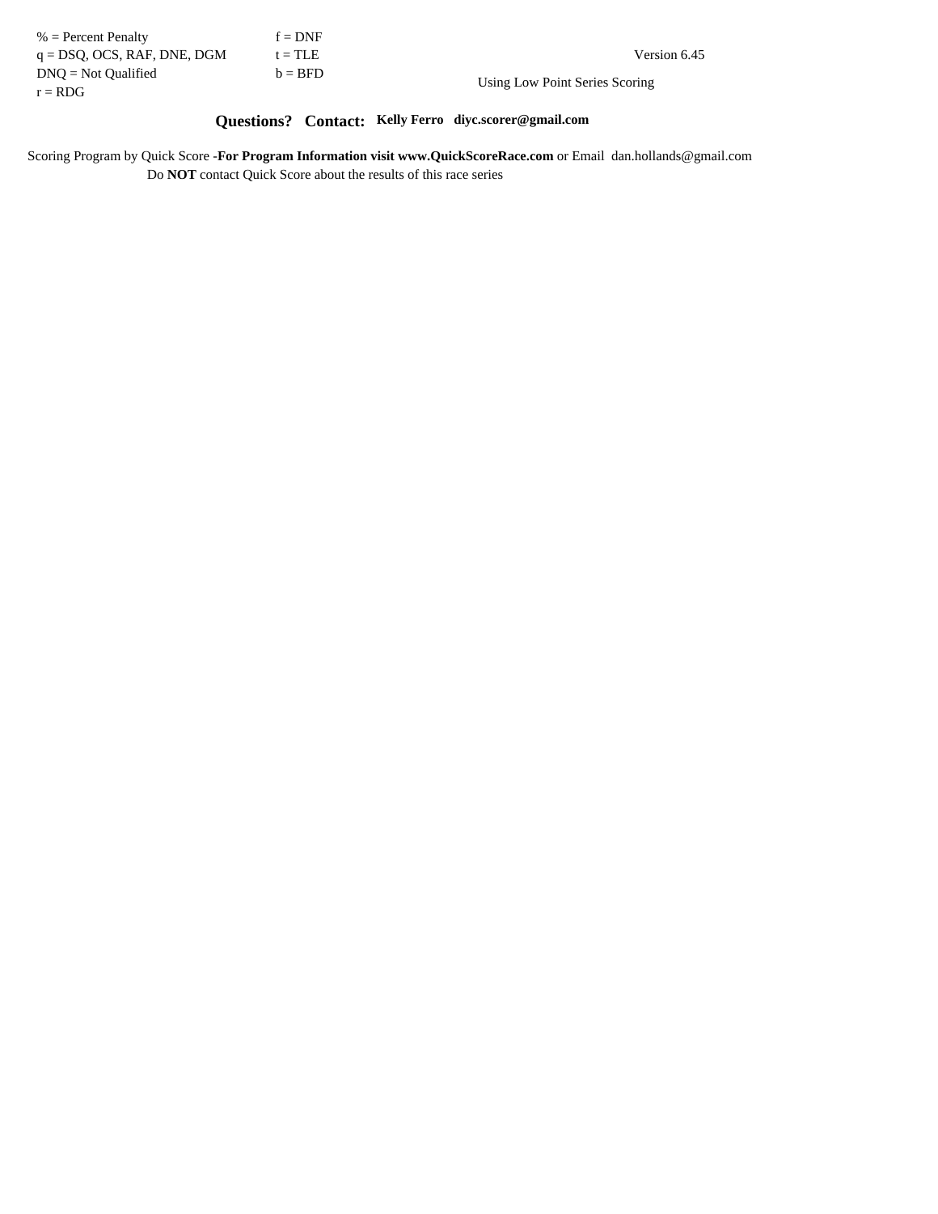% = Percent Penalty
q = DSQ, OCS, RAF, DNE, DGM
DNQ = Not Qualified
r = RDG

f = DNF
t = TLE
b = BFD

Version 6.45

Using Low Point Series Scoring

**Questions? Contact: Kelly Ferro diyc.scorer@gmail.com**

Scoring Program by Quick Score -**For Program Information visit www.QuickScoreRace.com** or Email dan.hollands@gmail.com

Do **NOT** contact Quick Score about the results of this race series